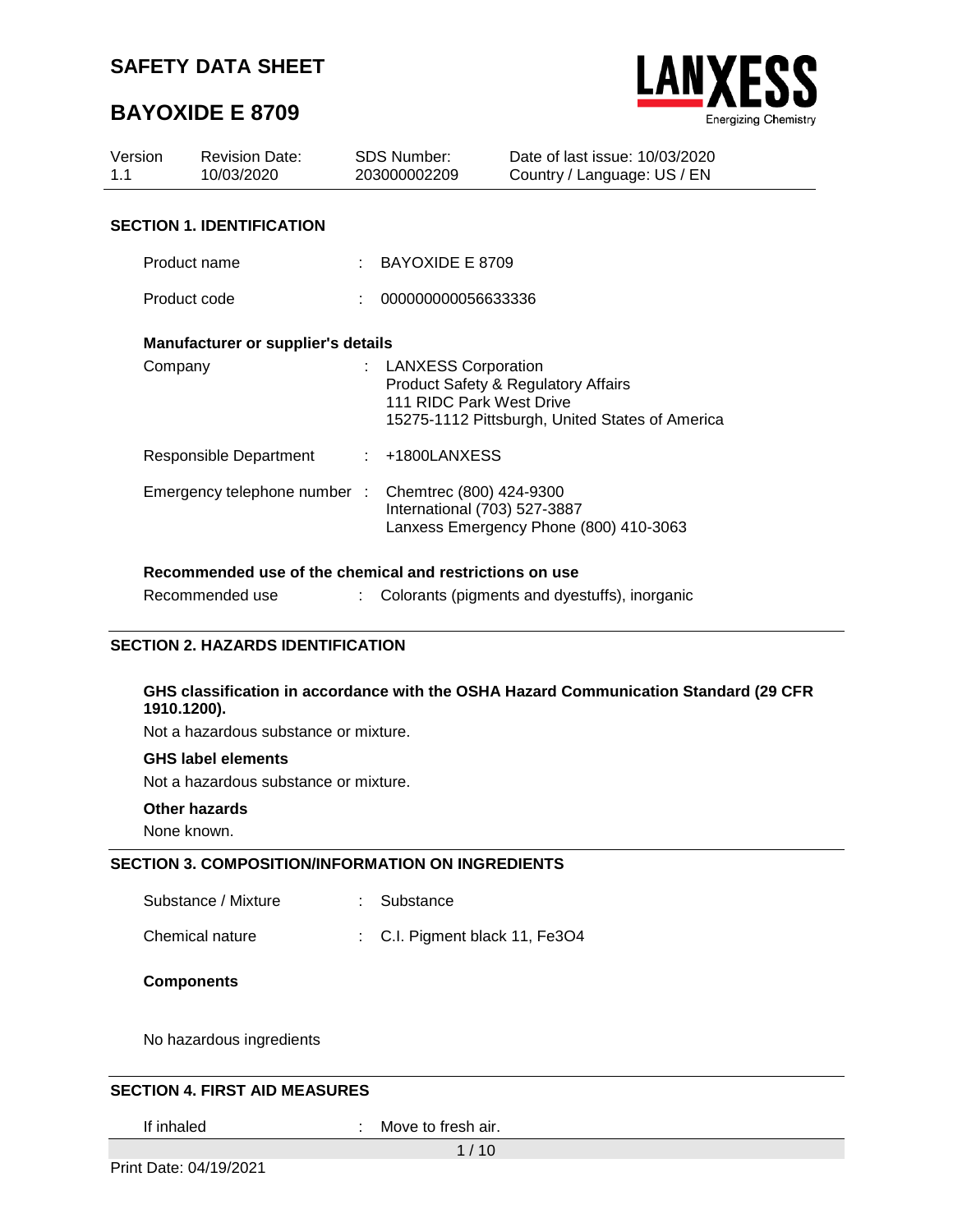# SAFETY DATA SHEET

# BAYOXIDE E 8709

| Version | Revision Date: | SDS Number: | Date of last issue: 10/03/2020 |
|---|---|---|---|
| 1.1 | 10/03/2020 | 203000002209 | Country / Language: US / EN |

## SECTION 1. IDENTIFICATION

Product name : BAYOXIDE E 8709

Product code : 000000000056633336

**Manufacturer or supplier's details**

Company : LANXESS Corporation
Product Safety & Regulatory Affairs
111 RIDC Park West Drive
15275-1112 Pittsburgh, United States of America

Responsible Department : +1800LANXESS

Emergency telephone number : Chemtrec (800) 424-9300
International (703) 527-3887
Lanxess Emergency Phone (800) 410-3063

**Recommended use of the chemical and restrictions on use**

Recommended use : Colorants (pigments and dyestuffs), inorganic

## SECTION 2. HAZARDS IDENTIFICATION

**GHS classification in accordance with the OSHA Hazard Communication Standard (29 CFR 1910.1200).**

Not a hazardous substance or mixture.

**GHS label elements**

Not a hazardous substance or mixture.

**Other hazards**

None known.

## SECTION 3. COMPOSITION/INFORMATION ON INGREDIENTS

Substance / Mixture : Substance

Chemical nature : C.I. Pigment black 11, $Fe_3O_4$

**Components**

No hazardous ingredients

## SECTION 4. FIRST AID MEASURES

If inhaled : Move to fresh air.

Print Date: 04/19/2021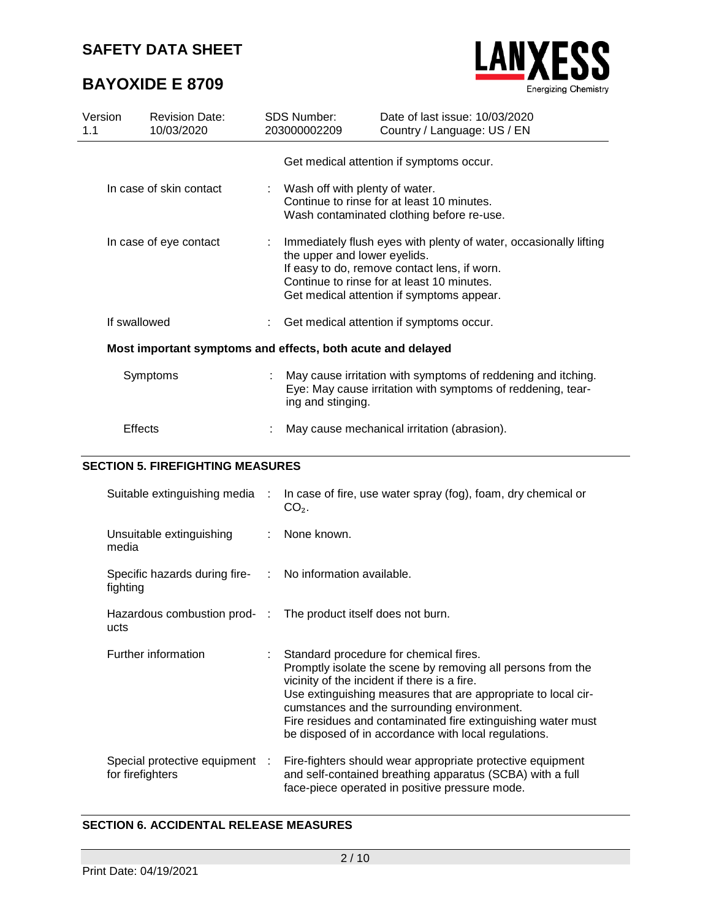Get medical attention if symptoms occur.

In case of skin contact : Wash off with plenty of water.
Continue to rinse for at least 10 minutes.
Wash contaminated clothing before re-use.

In case of eye contact : Immediately flush eyes with plenty of water, occasionally lifting the upper and lower eyelids.
If easy to do, remove contact lens, if worn.
Continue to rinse for at least 10 minutes.
Get medical attention if symptoms appear.

If swallowed : Get medical attention if symptoms occur.

**Most important symptoms and effects, both acute and delayed**

Symptoms : May cause irritation with symptoms of reddening and itching.
Eye: May cause irritation with symptoms of reddening, tearing and stinging.

Effects : May cause mechanical irritation (abrasion).

## SECTION 5. FIREFIGHTING MEASURES

Suitable extinguishing media : In case of fire, use water spray (fog), foam, dry chemical or $CO_2$.

Unsuitable extinguishing media : None known.

Specific hazards during firefighting : No information available.

Hazardous combustion products : The product itself does not burn.

Further information : Standard procedure for chemical fires.
Promptly isolate the scene by removing all persons from the vicinity of the incident if there is a fire.
Use extinguishing measures that are appropriate to local circumstances and the surrounding environment.
Fire residues and contaminated fire extinguishing water must be disposed of in accordance with local regulations.

Special protective equipment for firefighters : Fire-fighters should wear appropriate protective equipment and self-contained breathing apparatus (SCBA) with a full face-piece operated in positive pressure mode.

## SECTION 6. ACCIDENTAL RELEASE MEASURES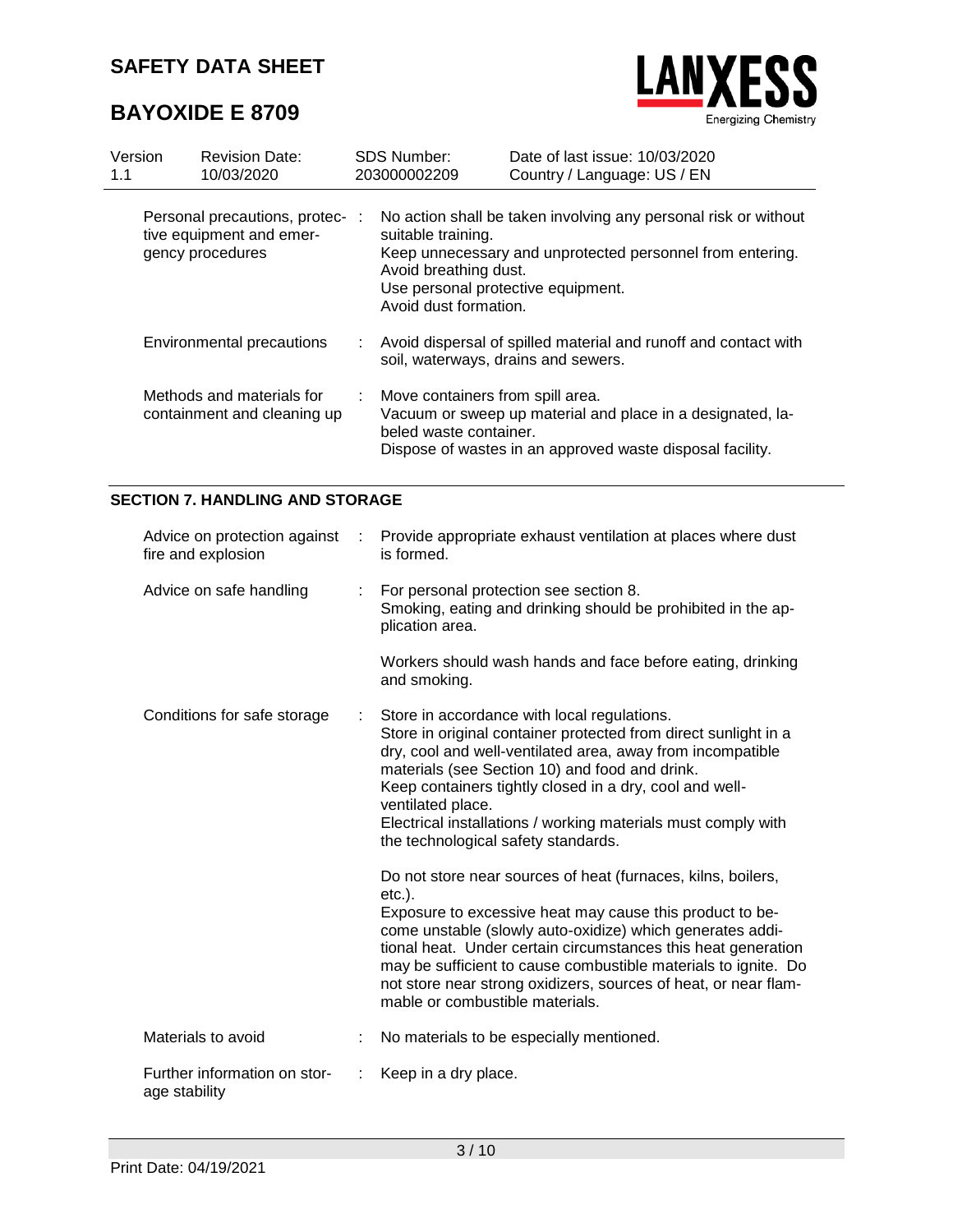| | | |
|---|---|---|
| Personal precautions, protective equipment and emergency procedures | : | No action shall be taken involving any personal risk or without suitable training.<br>Keep unnecessary and unprotected personnel from entering.<br>Avoid breathing dust.<br>Use personal protective equipment.<br>Avoid dust formation. |
| Environmental precautions | : | Avoid dispersal of spilled material and runoff and contact with soil, waterways, drains and sewers. |
| Methods and materials for containment and cleaning up | : | Move containers from spill area.<br>Vacuum or sweep up material and place in a designated, labeled waste container.<br>Dispose of wastes in an approved waste disposal facility. |

## SECTION 7. HANDLING AND STORAGE

| | | |
|---|---|---|
| Advice on protection against fire and explosion | : | Provide appropriate exhaust ventilation at places where dust is formed. |
| Advice on safe handling | : | For personal protection see section 8.<br>Smoking, eating and drinking should be prohibited in the application area.<br><br>Workers should wash hands and face before eating, drinking and smoking. |
| Conditions for safe storage | : | Store in accordance with local regulations.<br>Store in original container protected from direct sunlight in a dry, cool and well-ventilated area, away from incompatible materials (see Section 10) and food and drink.<br>Keep containers tightly closed in a dry, cool and well-ventilated place.<br>Electrical installations / working materials must comply with the technological safety standards.<br><br>Do not store near sources of heat (furnaces, kilns, boilers, etc.).<br>Exposure to excessive heat may cause this product to become unstable (slowly auto-oxidize) which generates additional heat. Under certain circumstances this heat generation may be sufficient to cause combustible materials to ignite. Do not store near strong oxidizers, sources of heat, or near flammable or combustible materials. |
| Materials to avoid | : | No materials to be especially mentioned. |
| Further information on storage stability | : | Keep in a dry place. |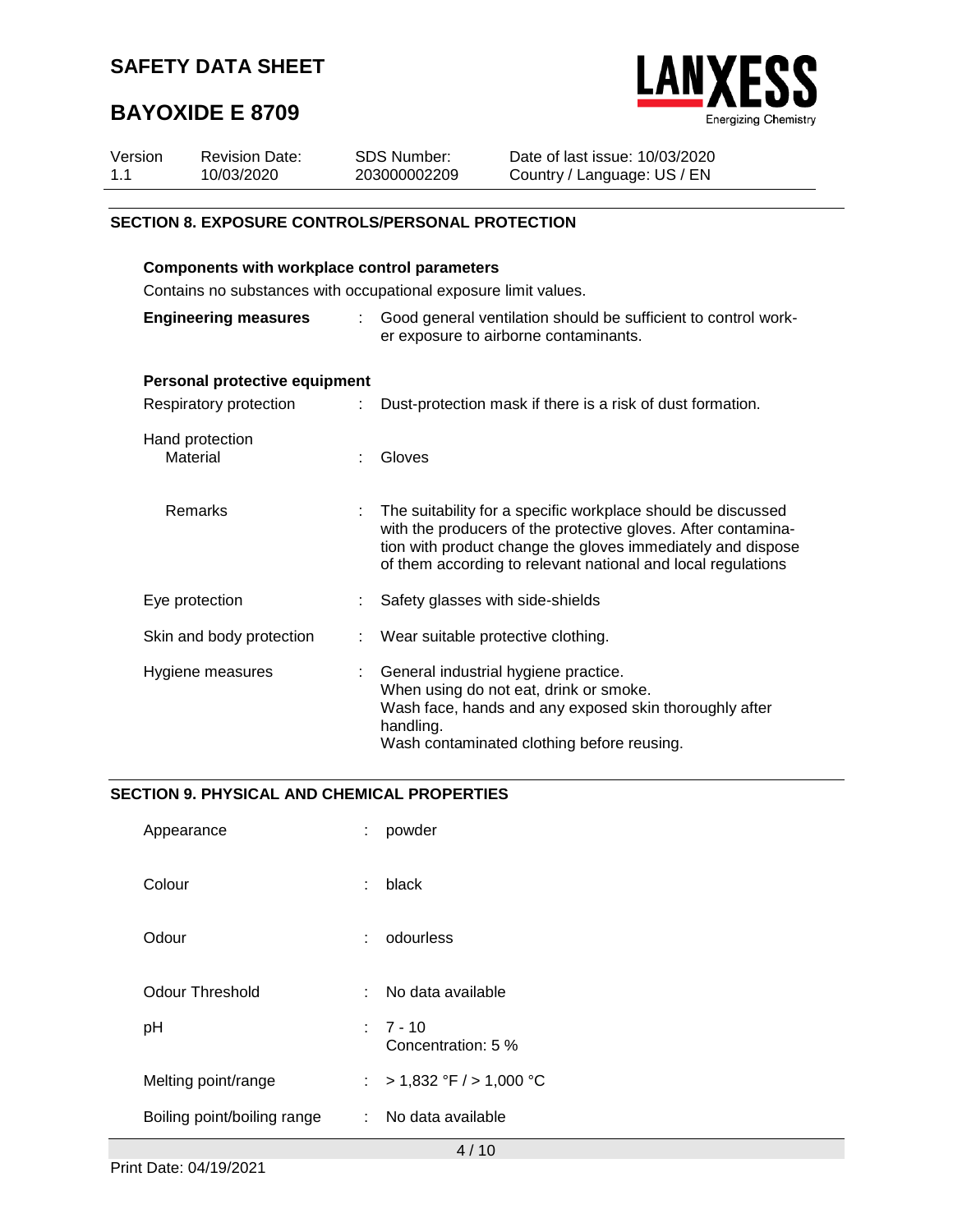## SECTION 8. EXPOSURE CONTROLS/PERSONAL PROTECTION

**Components with workplace control parameters**

Contains no substances with occupational exposure limit values.

| | | |
|---|---|---|
| **Engineering measures** | : | Good general ventilation should be sufficient to control worker exposure to airborne contaminants. |

**Personal protective equipment**

| | | |
|---|---|---|
| Respiratory protection | : | Dust-protection mask if there is a risk of dust formation. |
| Hand protection<br>Material | : | Gloves |
| Remarks | : | The suitability for a specific workplace should be discussed with the producers of the protective gloves. After contamination with product change the gloves immediately and dispose of them according to relevant national and local regulations |
| Eye protection | : | Safety glasses with side-shields |
| Skin and body protection | : | Wear suitable protective clothing. |
| Hygiene measures | : | General industrial hygiene practice.<br>When using do not eat, drink or smoke.<br>Wash face, hands and any exposed skin thoroughly after handling.<br>Wash contaminated clothing before reusing. |

## SECTION 9. PHYSICAL AND CHEMICAL PROPERTIES

| | | |
|---|---|---|
| Appearance | : | powder |
| Colour | : | black |
| Odour | : | odourless |
| Odour Threshold | : | No data available |
| pH | : | 7 - 10<br>Concentration: 5 % |
| Melting point/range | : | > 1,832 °F / > 1,000 °C |
| Boiling point/boiling range | : | No data available |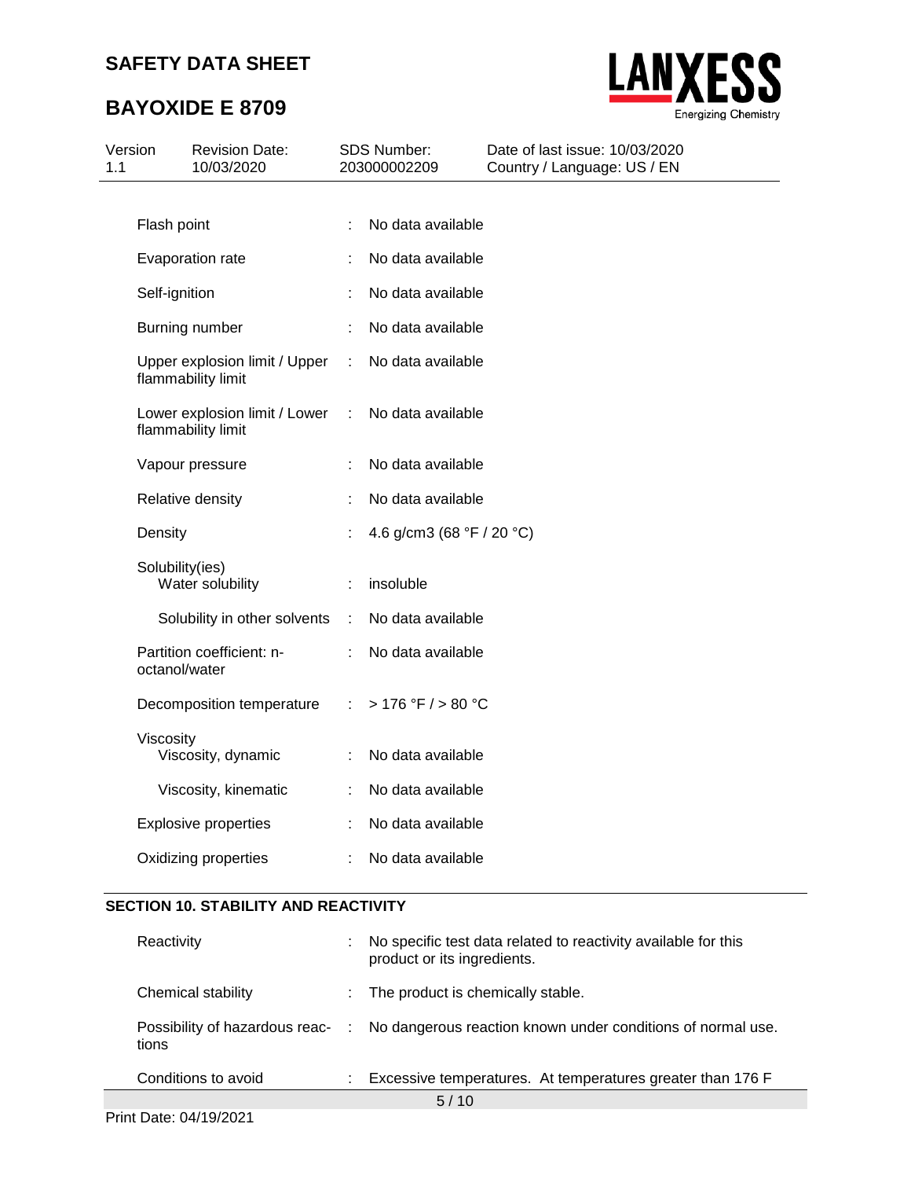| | | |
|---|---|---|
| Flash point | : | No data available |
| Evaporation rate | : | No data available |
| Self-ignition | : | No data available |
| Burning number | : | No data available |
| Upper explosion limit / Upper flammability limit | : | No data available |
| Lower explosion limit / Lower flammability limit | : | No data available |
| Vapour pressure | : | No data available |
| Relative density | : | No data available |
| Density | : | 4.6 g/cm3 (68 °F / 20 °C) |
| Solubility(ies) Water solubility | : | insoluble |
| Solubility in other solvents | : | No data available |
| Partition coefficient: n-octanol/water | : | No data available |
| Decomposition temperature | : | > 176 °F / > 80 °C |
| Viscosity Viscosity, dynamic | : | No data available |
| Viscosity, kinematic | : | No data available |
| Explosive properties | : | No data available |
| Oxidizing properties | : | No data available |

## SECTION 10. STABILITY AND REACTIVITY

| | | |
|---|---|---|
| Reactivity | : | No specific test data related to reactivity available for this product or its ingredients. |
| Chemical stability | : | The product is chemically stable. |
| Possibility of hazardous reactions | : | No dangerous reaction known under conditions of normal use. |
| Conditions to avoid | : | Excessive temperatures. At temperatures greater than 176 F |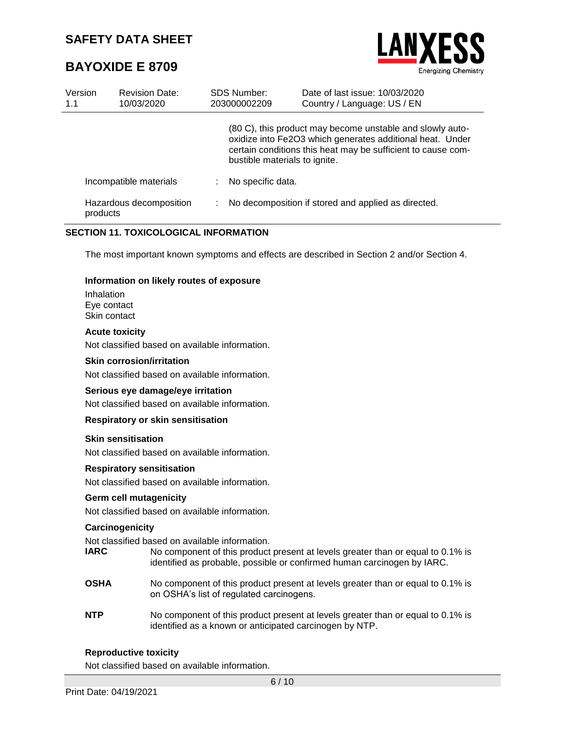| | | |
|---|---|---|
| | | (80 C), this product may become unstable and slowly auto-oxidize into $Fe_2O_3$ which generates additional heat. Under certain conditions this heat may be sufficient to cause combustible materials to ignite. |
| Incompatible materials | : | No specific data. |
| Hazardous decomposition products | : | No decomposition if stored and applied as directed. |

## SECTION 11. TOXICOLOGICAL INFORMATION

The most important known symptoms and effects are described in Section 2 and/or Section 4.

**Information on likely routes of exposure**

Inhalation
Eye contact
Skin contact

**Acute toxicity**

Not classified based on available information.

**Skin corrosion/irritation**

Not classified based on available information.

**Serious eye damage/eye irritation**

Not classified based on available information.

**Respiratory or skin sensitisation**

**Skin sensitisation**

Not classified based on available information.

**Respiratory sensitisation**

Not classified based on available information.

**Germ cell mutagenicity**

Not classified based on available information.

**Carcinogenicity**

Not classified based on available information.

| | |
|---|---|
| **IARC** | No component of this product present at levels greater than or equal to 0.1% is identified as probable, possible or confirmed human carcinogen by IARC. |
| **OSHA** | No component of this product present at levels greater than or equal to 0.1% is on OSHA's list of regulated carcinogens. |
| **NTP** | No component of this product present at levels greater than or equal to 0.1% is identified as a known or anticipated carcinogen by NTP. |

**Reproductive toxicity**

Not classified based on available information.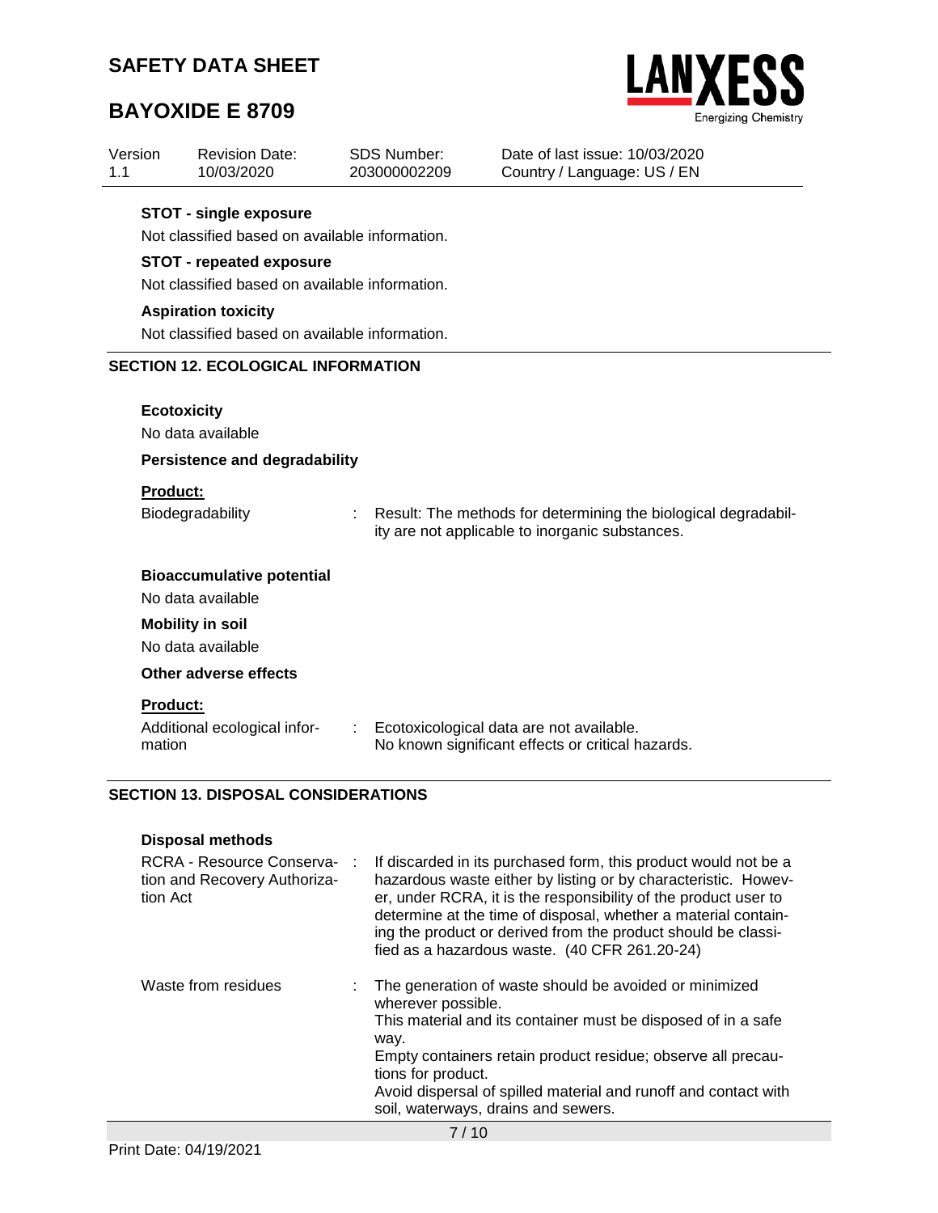**STOT - single exposure**

Not classified based on available information.

**STOT - repeated exposure**

Not classified based on available information.

**Aspiration toxicity**

Not classified based on available information.

## SECTION 12. ECOLOGICAL INFORMATION

**Ecotoxicity**

No data available

**Persistence and degradability**

**Product:**

| | |
|---|---|
| Biodegradability | : Result: The methods for determining the biological degradability are not applicable to inorganic substances. |

**Bioaccumulative potential**

No data available

**Mobility in soil**

No data available

**Other adverse effects**

**Product:**

| | |
|---|---|
| Additional ecological information | : Ecotoxicological data are not available. No known significant effects or critical hazards. |

## SECTION 13. DISPOSAL CONSIDERATIONS

**Disposal methods**

| | |
|---|---|
| RCRA - Resource Conservation and Recovery Authorization Act | : If discarded in its purchased form, this product would not be a hazardous waste either by listing or by characteristic. However, under RCRA, it is the responsibility of the product user to determine at the time of disposal, whether a material containing the product or derived from the product should be classified as a hazardous waste. (40 CFR 261.20-24) |
| Waste from residues | : The generation of waste should be avoided or minimized wherever possible. This material and its container must be disposed of in a safe way. Empty containers retain product residue; observe all precautions for product. Avoid dispersal of spilled material and runoff and contact with soil, waterways, drains and sewers. |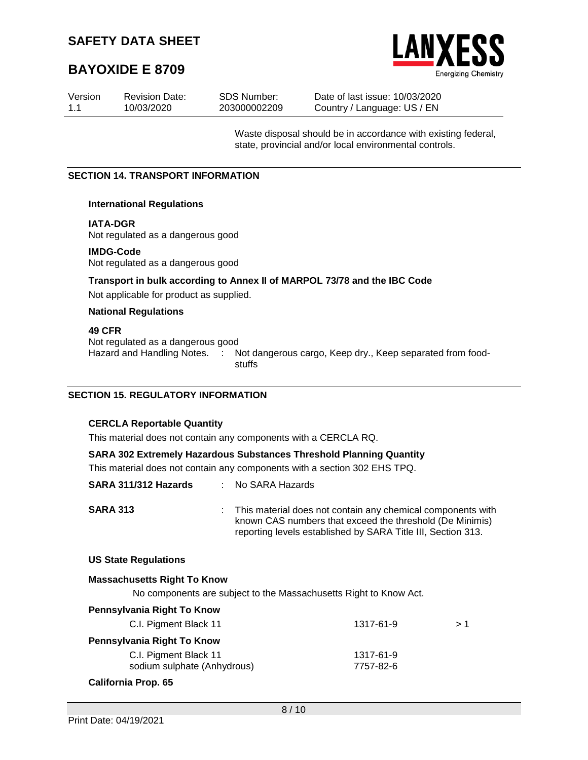Waste disposal should be in accordance with existing federal, state, provincial and/or local environmental controls.

## SECTION 14. TRANSPORT INFORMATION

**International Regulations**

**IATA-DGR**
Not regulated as a dangerous good

**IMDG-Code**
Not regulated as a dangerous good

**Transport in bulk according to Annex II of MARPOL 73/78 and the IBC Code**

Not applicable for product as supplied.

**National Regulations**

**49 CFR**
Not regulated as a dangerous good
Hazard and Handling Notes. : Not dangerous cargo, Keep dry., Keep separated from food-stuffs

## SECTION 15. REGULATORY INFORMATION

**CERCLA Reportable Quantity**

This material does not contain any components with a CERCLA RQ.

**SARA 302 Extremely Hazardous Substances Threshold Planning Quantity**

This material does not contain any components with a section 302 EHS TPQ.

**SARA 311/312 Hazards** : No SARA Hazards

**SARA 313** : This material does not contain any chemical components with known CAS numbers that exceed the threshold (De Minimis) reporting levels established by SARA Title III, Section 313.

**US State Regulations**

**Massachusetts Right To Know**

No components are subject to the Massachusetts Right to Know Act.

**Pennsylvania Right To Know**

| | | |
|---|---|---|
| C.I. Pigment Black 11 | 1317-61-9 | > 1 |

**Pennsylvania Right To Know**

| | |
|---|---|
| C.I. Pigment Black 11 | 1317-61-9 |
| sodium sulphate (Anhydrous) | 7757-82-6 |

**California Prop. 65**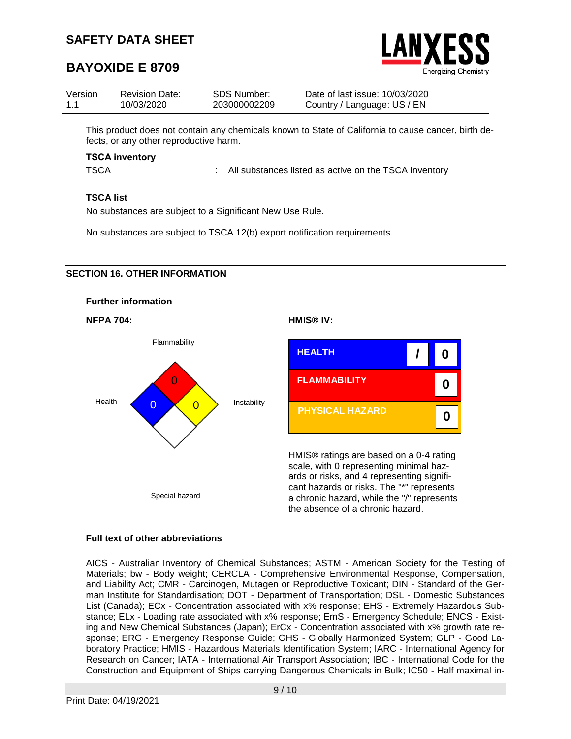This product does not contain any chemicals known to State of California to cause cancer, birth defects, or any other reproductive harm.

**TSCA inventory**

TSCA : All substances listed as active on the TSCA inventory

**TSCA list**

No substances are subject to a Significant New Use Rule.

No substances are subject to TSCA 12(b) export notification requirements.

## SECTION 16. OTHER INFORMATION

**Further information**

**NFPA 704:**

Flammability
0
Health
0
0
Instability
Special hazard

**HMIS® IV:**

| | | |
|---|---|---|
| HEALTH | / | 0 |
| FLAMMABILITY | | 0 |
| PHYSICAL HAZARD | | 0 |

HMIS® ratings are based on a 0-4 rating scale, with 0 representing minimal hazards or risks, and 4 representing significant hazards or risks. The "*" represents a chronic hazard, while the "/" represents the absence of a chronic hazard.

**Full text of other abbreviations**

AICS - Australian Inventory of Chemical Substances; ASTM - American Society for the Testing of Materials; bw - Body weight; CERCLA - Comprehensive Environmental Response, Compensation, and Liability Act; CMR - Carcinogen, Mutagen or Reproductive Toxicant; DIN - Standard of the German Institute for Standardisation; DOT - Department of Transportation; DSL - Domestic Substances List (Canada); ECx - Concentration associated with x% response; EHS - Extremely Hazardous Substance; ELx - Loading rate associated with x% response; EmS - Emergency Schedule; ENCS - Existing and New Chemical Substances (Japan); ErCx - Concentration associated with x% growth rate response; ERG - Emergency Response Guide; GHS - Globally Harmonized System; GLP - Good Laboratory Practice; HMIS - Hazardous Materials Identification System; IARC - International Agency for Research on Cancer; IATA - International Air Transport Association; IBC - International Code for the Construction and Equipment of Ships carrying Dangerous Chemicals in Bulk; IC50 - Half maximal in-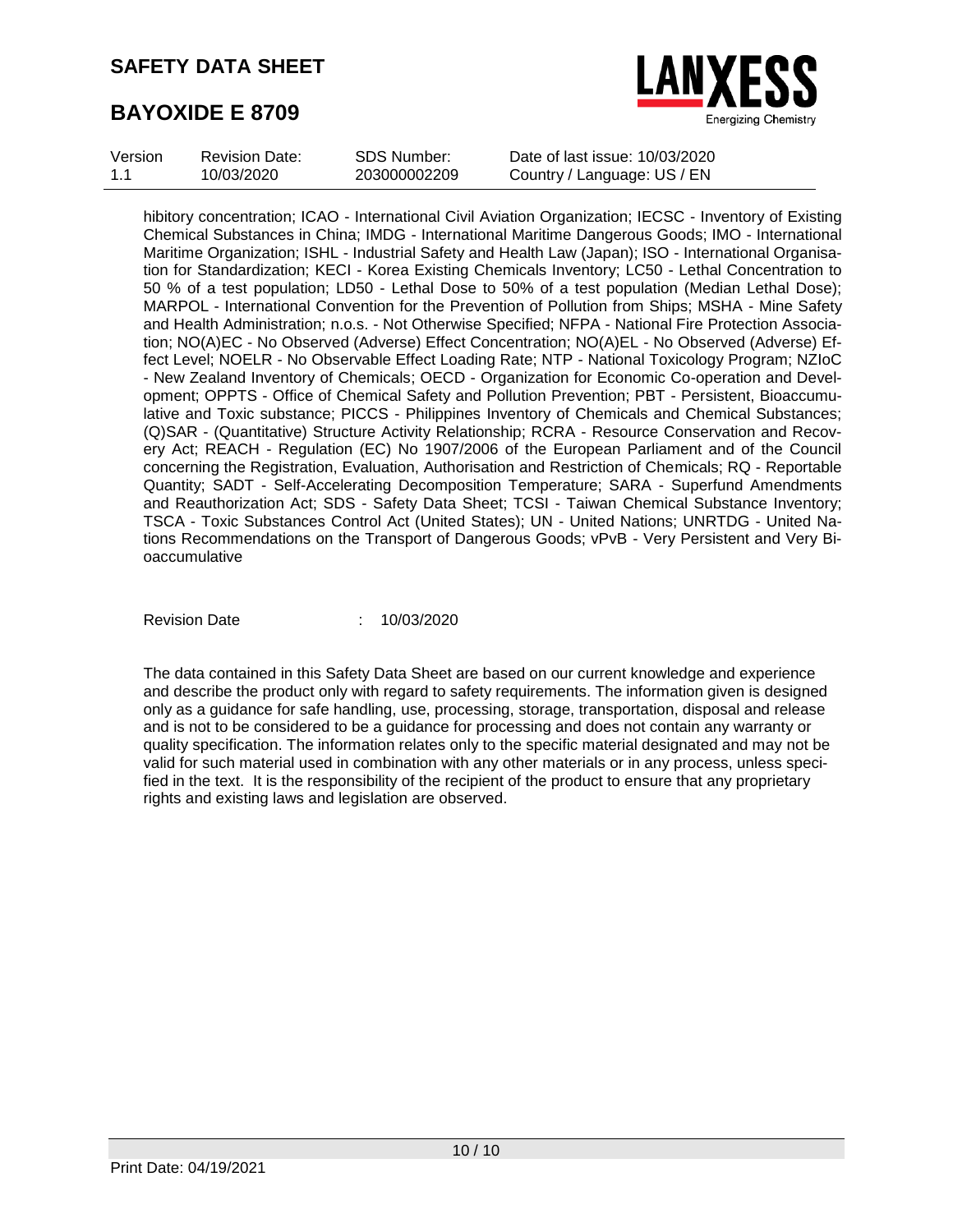hibitory concentration; ICAO - International Civil Aviation Organization; IECSC - Inventory of Existing Chemical Substances in China; IMDG - International Maritime Dangerous Goods; IMO - International Maritime Organization; ISHL - Industrial Safety and Health Law (Japan); ISO - International Organisation for Standardization; KECI - Korea Existing Chemicals Inventory; LC50 - Lethal Concentration to 50 % of a test population; LD50 - Lethal Dose to 50% of a test population (Median Lethal Dose); MARPOL - International Convention for the Prevention of Pollution from Ships; MSHA - Mine Safety and Health Administration; n.o.s. - Not Otherwise Specified; NFPA - National Fire Protection Association; NO(A)EC - No Observed (Adverse) Effect Concentration; NO(A)EL - No Observed (Adverse) Effect Level; NOELR - No Observable Effect Loading Rate; NTP - National Toxicology Program; NZIoC - New Zealand Inventory of Chemicals; OECD - Organization for Economic Co-operation and Development; OPPTS - Office of Chemical Safety and Pollution Prevention; PBT - Persistent, Bioaccumulative and Toxic substance; PICCS - Philippines Inventory of Chemicals and Chemical Substances; (Q)SAR - (Quantitative) Structure Activity Relationship; RCRA - Resource Conservation and Recovery Act; REACH - Regulation (EC) No 1907/2006 of the European Parliament and of the Council concerning the Registration, Evaluation, Authorisation and Restriction of Chemicals; RQ - Reportable Quantity; SADT - Self-Accelerating Decomposition Temperature; SARA - Superfund Amendments and Reauthorization Act; SDS - Safety Data Sheet; TCSI - Taiwan Chemical Substance Inventory; TSCA - Toxic Substances Control Act (United States); UN - United Nations; UNRTDG - United Nations Recommendations on the Transport of Dangerous Goods; vPvB - Very Persistent and Very Bioaccumulative

Revision Date : 10/03/2020

The data contained in this Safety Data Sheet are based on our current knowledge and experience and describe the product only with regard to safety requirements. The information given is designed only as a guidance for safe handling, use, processing, storage, transportation, disposal and release and is not to be considered to be a guidance for processing and does not contain any warranty or quality specification. The information relates only to the specific material designated and may not be valid for such material used in combination with any other materials or in any process, unless specified in the text. It is the responsibility of the recipient of the product to ensure that any proprietary rights and existing laws and legislation are observed.